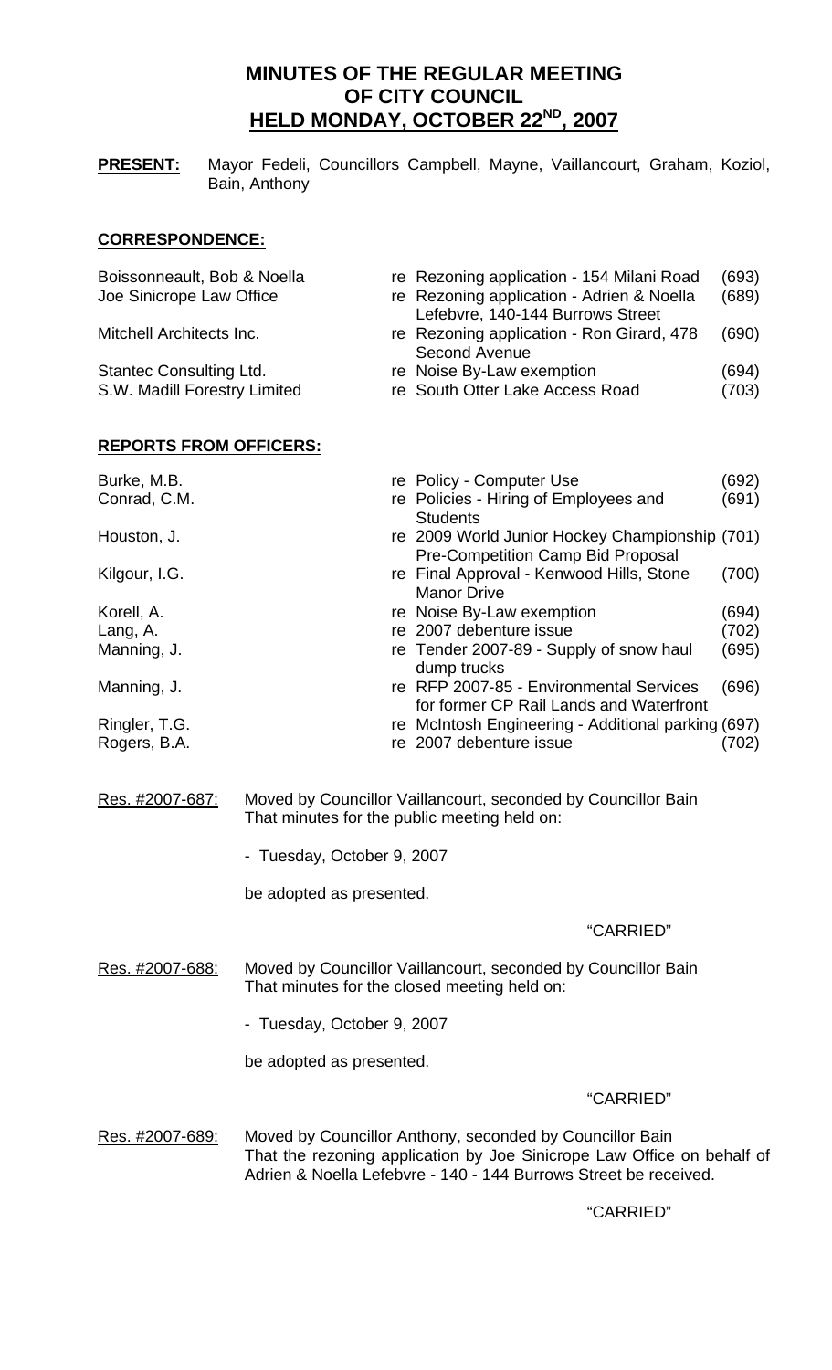# MINUTES OF THE REGULAR MEETING OF CITY COUNCIL HELD MONDAY, OCTOBER 22ND, 2007

**PRESENT:** Mayor Fedeli, Councillors Campbell, Mayne, Vaillancourt, Graham, Koziol, Bain, Anthony

## CORRESPONDENCE:

| | | |
|---|---|---|
| Boissonneault, Bob & Noella | re Rezoning application - 154 Milani Road | (693) |
| Joe Sinicrope Law Office | re Rezoning application - Adrien & Noella Lefebvre, 140-144 Burrows Street | (689) |
| Mitchell Architects Inc. | re Rezoning application - Ron Girard, 478 Second Avenue | (690) |
| Stantec Consulting Ltd. | re Noise By-Law exemption | (694) |
| S.W. Madill Forestry Limited | re South Otter Lake Access Road | (703) |

## REPORTS FROM OFFICERS:

| | | |
|---|---|---|
| Burke, M.B. | re Policy - Computer Use | (692) |
| Conrad, C.M. | re Policies - Hiring of Employees and Students | (691) |
| Houston, J. | re 2009 World Junior Hockey Championship Pre-Competition Camp Bid Proposal | (701) |
| Kilgour, I.G. | re Final Approval - Kenwood Hills, Stone Manor Drive | (700) |
| Korell, A. | re Noise By-Law exemption | (694) |
| Lang, A. | re 2007 debenture issue | (702) |
| Manning, J. | re Tender 2007-89 - Supply of snow haul dump trucks | (695) |
| Manning, J. | re RFP 2007-85 - Environmental Services for former CP Rail Lands and Waterfront | (696) |
| Ringler, T.G. | re McIntosh Engineering - Additional parking | (697) |
| Rogers, B.A. | re 2007 debenture issue | (702) |

Res. #2007-687: Moved by Councillor Vaillancourt, seconded by Councillor Bain
That minutes for the public meeting held on:

- Tuesday, October 9, 2007

be adopted as presented.

"CARRIED"

Res. #2007-688: Moved by Councillor Vaillancourt, seconded by Councillor Bain
That minutes for the closed meeting held on:

- Tuesday, October 9, 2007

be adopted as presented.

"CARRIED"

Res. #2007-689: Moved by Councillor Anthony, seconded by Councillor Bain
That the rezoning application by Joe Sinicrope Law Office on behalf of Adrien & Noella Lefebvre - 140 - 144 Burrows Street be received.

"CARRIED"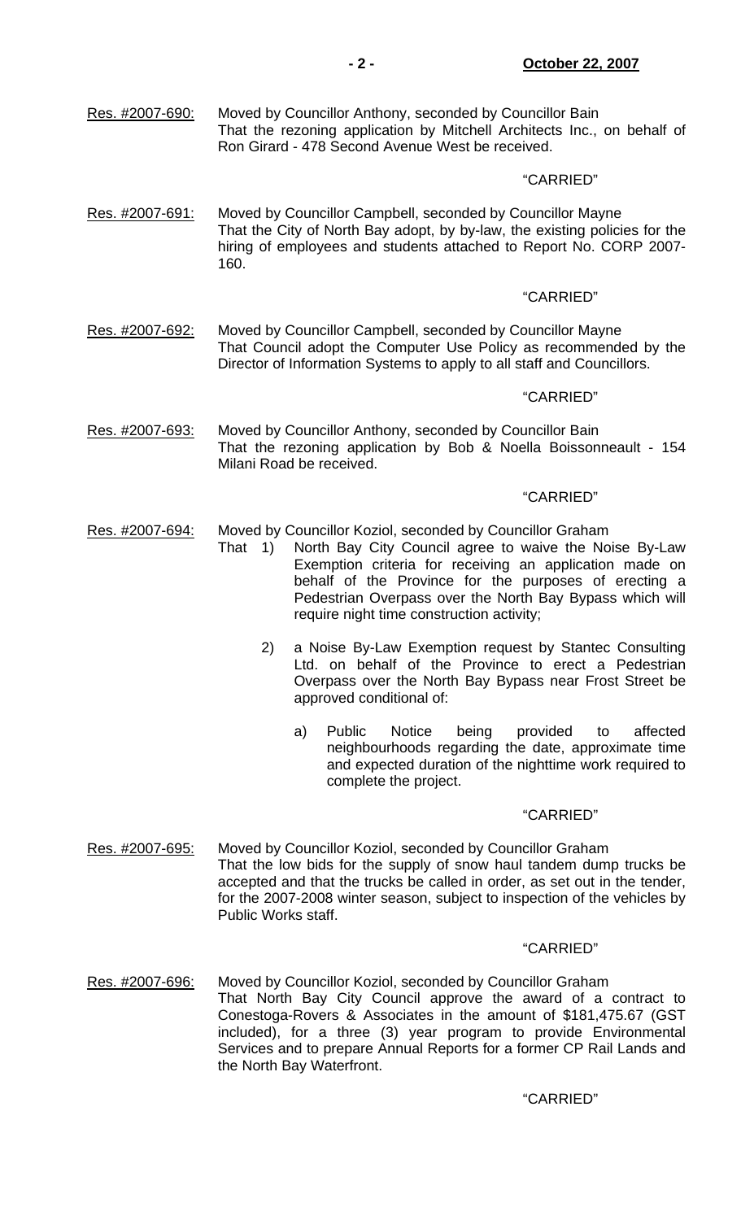Res. #2007-690: Moved by Councillor Anthony, seconded by Councillor Bain
That the rezoning application by Mitchell Architects Inc., on behalf of Ron Girard - 478 Second Avenue West be received.

"CARRIED"

Res. #2007-691: Moved by Councillor Campbell, seconded by Councillor Mayne
That the City of North Bay adopt, by by-law, the existing policies for the hiring of employees and students attached to Report No. CORP 2007-160.

"CARRIED"

Res. #2007-692: Moved by Councillor Campbell, seconded by Councillor Mayne
That Council adopt the Computer Use Policy as recommended by the Director of Information Systems to apply to all staff and Councillors.

"CARRIED"

Res. #2007-693: Moved by Councillor Anthony, seconded by Councillor Bain
That the rezoning application by Bob & Noella Boissonneault - 154 Milani Road be received.

"CARRIED"

Res. #2007-694: Moved by Councillor Koziol, seconded by Councillor Graham
That 1) North Bay City Council agree to waive the Noise By-Law Exemption criteria for receiving an application made on behalf of the Province for the purposes of erecting a Pedestrian Overpass over the North Bay Bypass which will require night time construction activity;

2) a Noise By-Law Exemption request by Stantec Consulting Ltd. on behalf of the Province to erect a Pedestrian Overpass over the North Bay Bypass near Frost Street be approved conditional of:

a) Public Notice being provided to affected neighbourhoods regarding the date, approximate time and expected duration of the nighttime work required to complete the project.

"CARRIED"

Res. #2007-695: Moved by Councillor Koziol, seconded by Councillor Graham
That the low bids for the supply of snow haul tandem dump trucks be accepted and that the trucks be called in order, as set out in the tender, for the 2007-2008 winter season, subject to inspection of the vehicles by Public Works staff.

"CARRIED"

Res. #2007-696: Moved by Councillor Koziol, seconded by Councillor Graham
That North Bay City Council approve the award of a contract to Conestoga-Rovers & Associates in the amount of $181,475.67 (GST included), for a three (3) year program to provide Environmental Services and to prepare Annual Reports for a former CP Rail Lands and the North Bay Waterfront.

"CARRIED"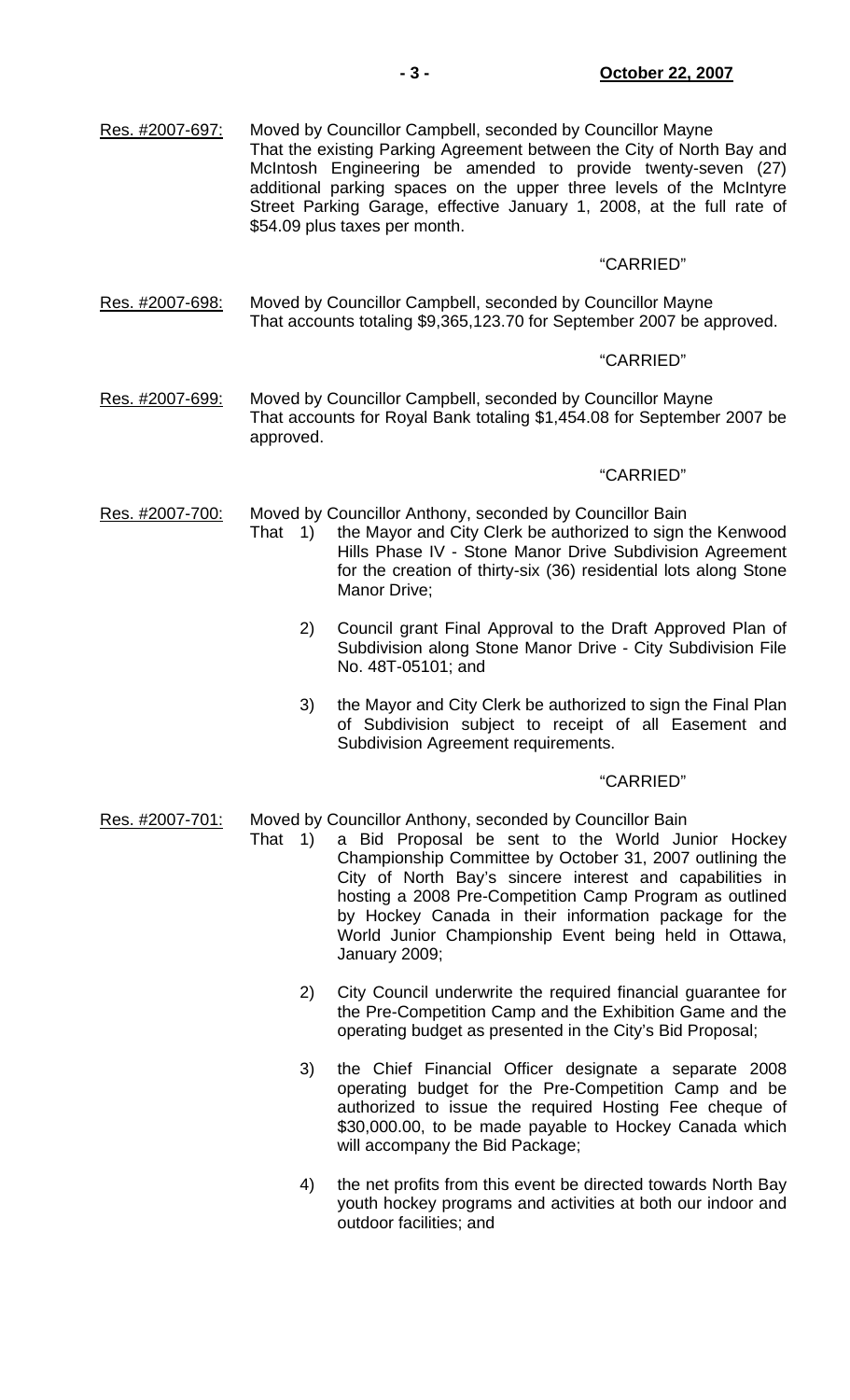Res. #2007-697: Moved by Councillor Campbell, seconded by Councillor Mayne
That the existing Parking Agreement between the City of North Bay and McIntosh Engineering be amended to provide twenty-seven (27) additional parking spaces on the upper three levels of the McIntyre Street Parking Garage, effective January 1, 2008, at the full rate of $54.09 plus taxes per month.

"CARRIED"

Res. #2007-698: Moved by Councillor Campbell, seconded by Councillor Mayne
That accounts totaling $9,365,123.70 for September 2007 be approved.

"CARRIED"

Res. #2007-699: Moved by Councillor Campbell, seconded by Councillor Mayne
That accounts for Royal Bank totaling $1,454.08 for September 2007 be approved.

"CARRIED"

Res. #2007-700: Moved by Councillor Anthony, seconded by Councillor Bain
That 1) the Mayor and City Clerk be authorized to sign the Kenwood Hills Phase IV - Stone Manor Drive Subdivision Agreement for the creation of thirty-six (36) residential lots along Stone Manor Drive;

2) Council grant Final Approval to the Draft Approved Plan of Subdivision along Stone Manor Drive - City Subdivision File No. 48T-05101; and

3) the Mayor and City Clerk be authorized to sign the Final Plan of Subdivision subject to receipt of all Easement and Subdivision Agreement requirements.

"CARRIED"

Res. #2007-701: Moved by Councillor Anthony, seconded by Councillor Bain
That 1) a Bid Proposal be sent to the World Junior Hockey Championship Committee by October 31, 2007 outlining the City of North Bay's sincere interest and capabilities in hosting a 2008 Pre-Competition Camp Program as outlined by Hockey Canada in their information package for the World Junior Championship Event being held in Ottawa, January 2009;

2) City Council underwrite the required financial guarantee for the Pre-Competition Camp and the Exhibition Game and the operating budget as presented in the City's Bid Proposal;

3) the Chief Financial Officer designate a separate 2008 operating budget for the Pre-Competition Camp and be authorized to issue the required Hosting Fee cheque of $30,000.00, to be made payable to Hockey Canada which will accompany the Bid Package;

4) the net profits from this event be directed towards North Bay youth hockey programs and activities at both our indoor and outdoor facilities; and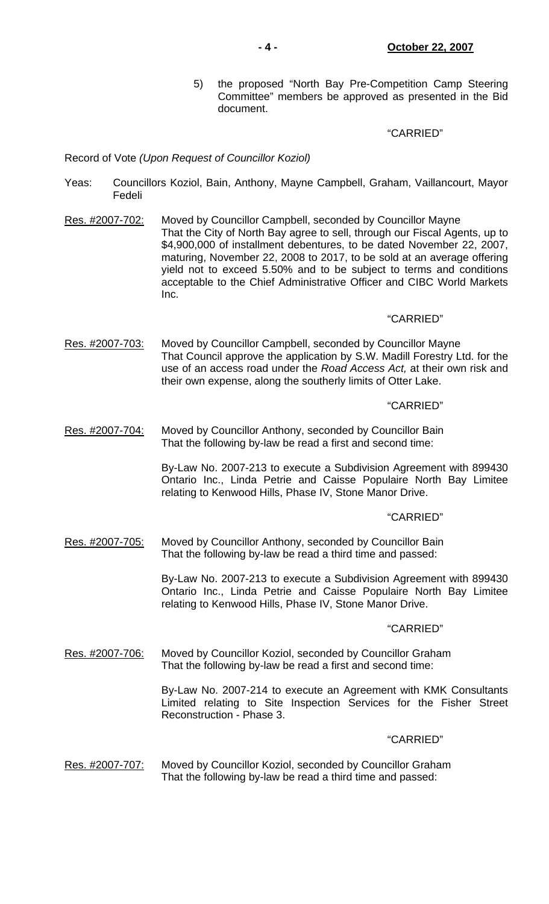5) the proposed "North Bay Pre-Competition Camp Steering Committee" members be approved as presented in the Bid document.

"CARRIED"

Record of Vote *(Upon Request of Councillor Koziol)*

Yeas: Councillors Koziol, Bain, Anthony, Mayne Campbell, Graham, Vaillancourt, Mayor Fedeli

Res. #2007-702: Moved by Councillor Campbell, seconded by Councillor Mayne
That the City of North Bay agree to sell, through our Fiscal Agents, up to $4,900,000 of installment debentures, to be dated November 22, 2007, maturing, November 22, 2008 to 2017, to be sold at an average offering yield not to exceed 5.50% and to be subject to terms and conditions acceptable to the Chief Administrative Officer and CIBC World Markets Inc.

"CARRIED"

Res. #2007-703: Moved by Councillor Campbell, seconded by Councillor Mayne
That Council approve the application by S.W. Madill Forestry Ltd. for the use of an access road under the *Road Access Act,* at their own risk and their own expense, along the southerly limits of Otter Lake.

"CARRIED"

Res. #2007-704: Moved by Councillor Anthony, seconded by Councillor Bain
That the following by-law be read a first and second time:

By-Law No. 2007-213 to execute a Subdivision Agreement with 899430 Ontario Inc., Linda Petrie and Caisse Populaire North Bay Limitee relating to Kenwood Hills, Phase IV, Stone Manor Drive.

"CARRIED"

Res. #2007-705: Moved by Councillor Anthony, seconded by Councillor Bain
That the following by-law be read a third time and passed:

By-Law No. 2007-213 to execute a Subdivision Agreement with 899430 Ontario Inc., Linda Petrie and Caisse Populaire North Bay Limitee relating to Kenwood Hills, Phase IV, Stone Manor Drive.

"CARRIED"

Res. #2007-706: Moved by Councillor Koziol, seconded by Councillor Graham
That the following by-law be read a first and second time:

By-Law No. 2007-214 to execute an Agreement with KMK Consultants Limited relating to Site Inspection Services for the Fisher Street Reconstruction - Phase 3.

"CARRIED"

Res. #2007-707: Moved by Councillor Koziol, seconded by Councillor Graham
That the following by-law be read a third time and passed: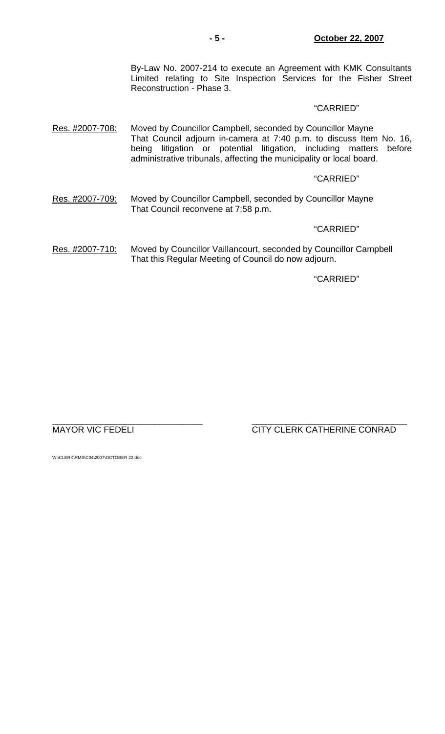By-Law No. 2007-214 to execute an Agreement with KMK Consultants Limited relating to Site Inspection Services for the Fisher Street Reconstruction - Phase 3.

"CARRIED"

Res. #2007-708: Moved by Councillor Campbell, seconded by Councillor Mayne That Council adjourn in-camera at 7:40 p.m. to discuss Item No. 16, being litigation or potential litigation, including matters before administrative tribunals, affecting the municipality or local board.

"CARRIED"

Res. #2007-709: Moved by Councillor Campbell, seconded by Councillor Mayne That Council reconvene at 7:58 p.m.

"CARRIED"

Res. #2007-710: Moved by Councillor Vaillancourt, seconded by Councillor Campbell That this Regular Meeting of Council do now adjourn.

"CARRIED"

_______________________________ MAYOR VIC FEDELI

_______________________________ CITY CLERK CATHERINE CONRAD

W:\CLERK\RMS\C04\2007\OCTOBER 22.doc